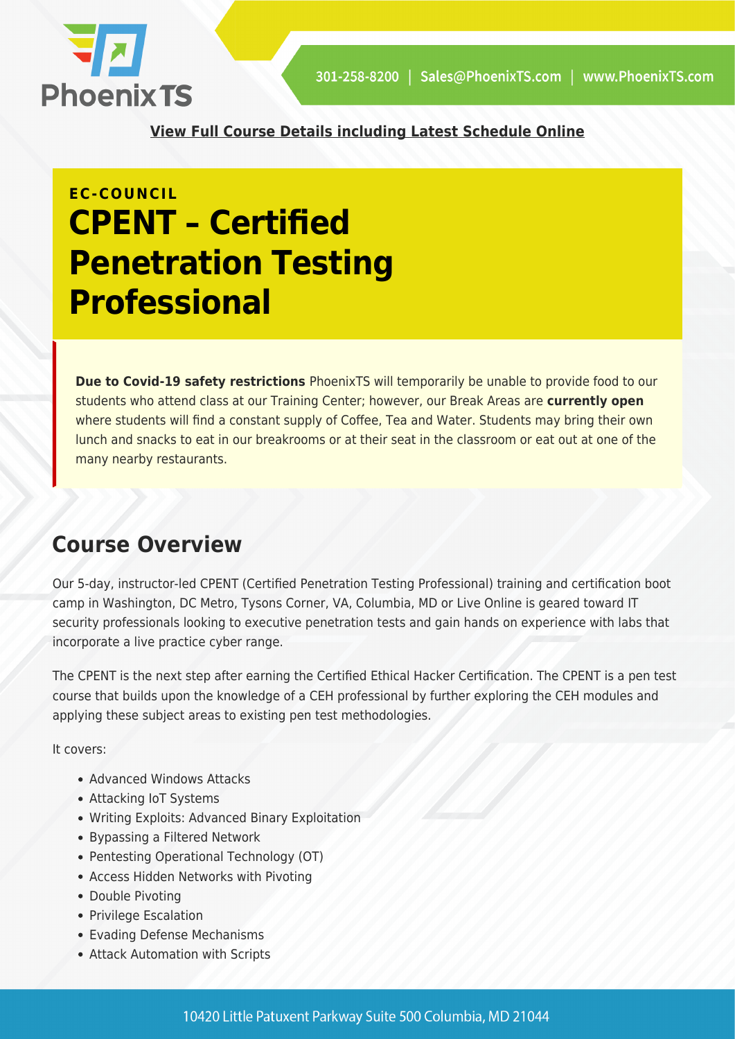**View Full Course Details including Latest Schedule Online**

**EC-COUNCIL**

# CPENT – Certified Penetration Testing Professional

**Due to Covid-19 safety restrictions** PhoenixTS will temporarily be unable to provide food to our students who attend class at our Training Center; however, our Break Areas are **currently open** where students will find a constant supply of Coffee, Tea and Water. Students may bring their own lunch and snacks to eat in our breakrooms or at their seat in the classroom or eat out at one of the many nearby restaurants.

## Course Overview

Our 5-day, instructor-led CPENT (Certified Penetration Testing Professional) training and certification boot camp in Washington, DC Metro, Tysons Corner, VA, Columbia, MD or Live Online is geared toward IT security professionals looking to executive penetration tests and gain hands on experience with labs that incorporate a live practice cyber range.

The CPENT is the next step after earning the Certified Ethical Hacker Certification. The CPENT is a pen test course that builds upon the knowledge of a CEH professional by further exploring the CEH modules and applying these subject areas to existing pen test methodologies.

It covers:

- Advanced Windows Attacks
- Attacking IoT Systems
- Writing Exploits: Advanced Binary Exploitation
- Bypassing a Filtered Network
- Pentesting Operational Technology (OT)
- Access Hidden Networks with Pivoting
- Double Pivoting
- Privilege Escalation
- Evading Defense Mechanisms
- Attack Automation with Scripts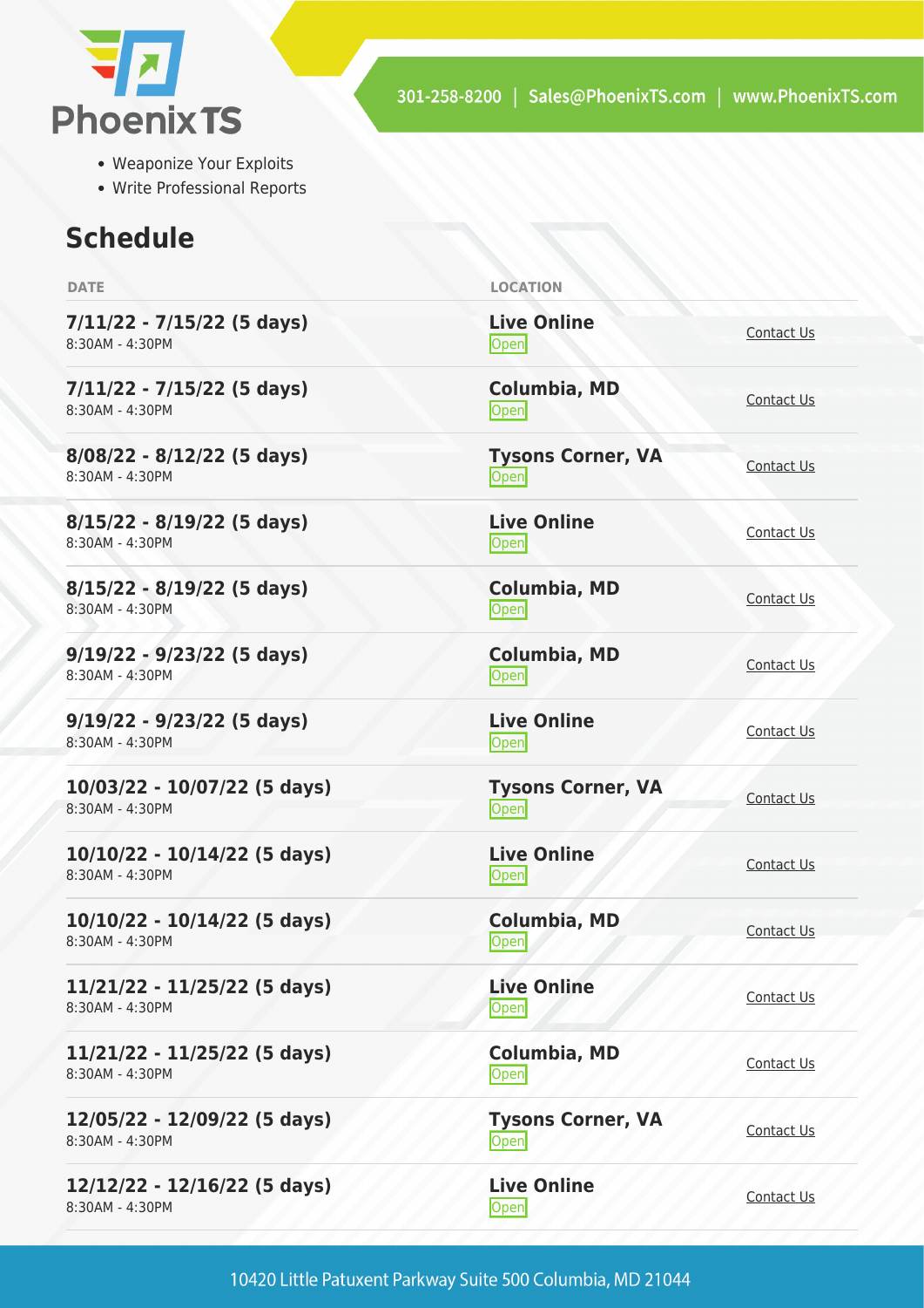- Weaponize Your Exploits
- Write Professional Reports

## Schedule

| DATE | LOCATION | |
|---|---|---|
| **7/11/22 - 7/15/22 (5 days)**<br>8:30AM - 4:30PM | **Live Online**<br>Open | Contact Us |
| **7/11/22 - 7/15/22 (5 days)**<br>8:30AM - 4:30PM | **Columbia, MD**<br>Open | Contact Us |
| **8/08/22 - 8/12/22 (5 days)**<br>8:30AM - 4:30PM | **Tysons Corner, VA**<br>Open | Contact Us |
| **8/15/22 - 8/19/22 (5 days)**<br>8:30AM - 4:30PM | **Live Online**<br>Open | Contact Us |
| **8/15/22 - 8/19/22 (5 days)**<br>8:30AM - 4:30PM | **Columbia, MD**<br>Open | Contact Us |
| **9/19/22 - 9/23/22 (5 days)**<br>8:30AM - 4:30PM | **Columbia, MD**<br>Open | Contact Us |
| **9/19/22 - 9/23/22 (5 days)**<br>8:30AM - 4:30PM | **Live Online**<br>Open | Contact Us |
| **10/03/22 - 10/07/22 (5 days)**<br>8:30AM - 4:30PM | **Tysons Corner, VA**<br>Open | Contact Us |
| **10/10/22 - 10/14/22 (5 days)**<br>8:30AM - 4:30PM | **Live Online**<br>Open | Contact Us |
| **10/10/22 - 10/14/22 (5 days)**<br>8:30AM - 4:30PM | **Columbia, MD**<br>Open | Contact Us |
| **11/21/22 - 11/25/22 (5 days)**<br>8:30AM - 4:30PM | **Live Online**<br>Open | Contact Us |
| **11/21/22 - 11/25/22 (5 days)**<br>8:30AM - 4:30PM | **Columbia, MD**<br>Open | Contact Us |
| **12/05/22 - 12/09/22 (5 days)**<br>8:30AM - 4:30PM | **Tysons Corner, VA**<br>Open | Contact Us |
| **12/12/22 - 12/16/22 (5 days)**<br>8:30AM - 4:30PM | **Live Online**<br>Open | Contact Us |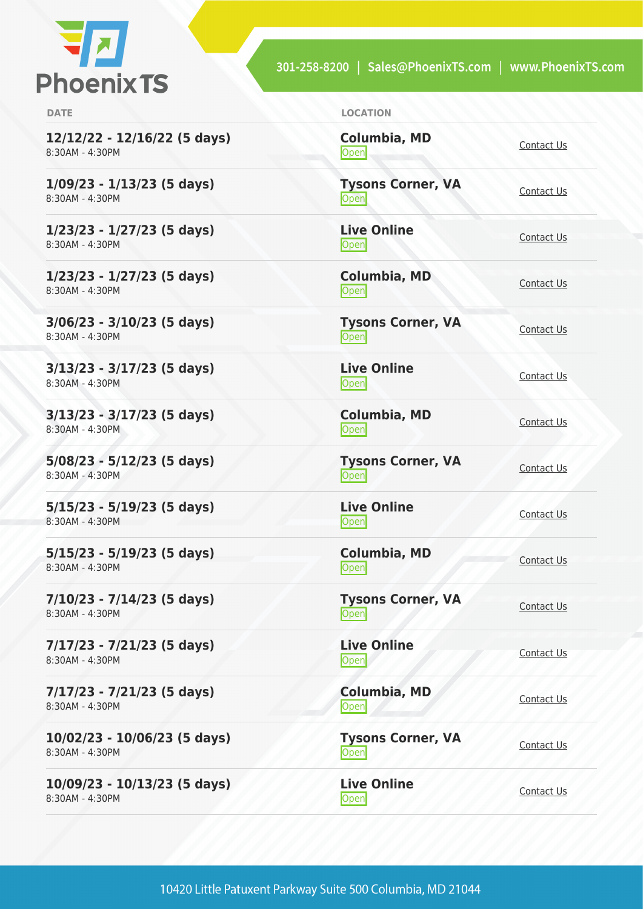| DATE | LOCATION | |
|---|---|---|
| **12/12/22 - 12/16/22 (5 days)**<br>8:30AM - 4:30PM | **Columbia, MD**<br>Open | Contact Us |
| **1/09/23 - 1/13/23 (5 days)**<br>8:30AM - 4:30PM | **Tysons Corner, VA**<br>Open | Contact Us |
| **1/23/23 - 1/27/23 (5 days)**<br>8:30AM - 4:30PM | **Live Online**<br>Open | Contact Us |
| **1/23/23 - 1/27/23 (5 days)**<br>8:30AM - 4:30PM | **Columbia, MD**<br>Open | Contact Us |
| **3/06/23 - 3/10/23 (5 days)**<br>8:30AM - 4:30PM | **Tysons Corner, VA**<br>Open | Contact Us |
| **3/13/23 - 3/17/23 (5 days)**<br>8:30AM - 4:30PM | **Live Online**<br>Open | Contact Us |
| **3/13/23 - 3/17/23 (5 days)**<br>8:30AM - 4:30PM | **Columbia, MD**<br>Open | Contact Us |
| **5/08/23 - 5/12/23 (5 days)**<br>8:30AM - 4:30PM | **Tysons Corner, VA**<br>Open | Contact Us |
| **5/15/23 - 5/19/23 (5 days)**<br>8:30AM - 4:30PM | **Live Online**<br>Open | Contact Us |
| **5/15/23 - 5/19/23 (5 days)**<br>8:30AM - 4:30PM | **Columbia, MD**<br>Open | Contact Us |
| **7/10/23 - 7/14/23 (5 days)**<br>8:30AM - 4:30PM | **Tysons Corner, VA**<br>Open | Contact Us |
| **7/17/23 - 7/21/23 (5 days)**<br>8:30AM - 4:30PM | **Live Online**<br>Open | Contact Us |
| **7/17/23 - 7/21/23 (5 days)**<br>8:30AM - 4:30PM | **Columbia, MD**<br>Open | Contact Us |
| **10/02/23 - 10/06/23 (5 days)**<br>8:30AM - 4:30PM | **Tysons Corner, VA**<br>Open | Contact Us |
| **10/09/23 - 10/13/23 (5 days)**<br>8:30AM - 4:30PM | **Live Online**<br>Open | Contact Us |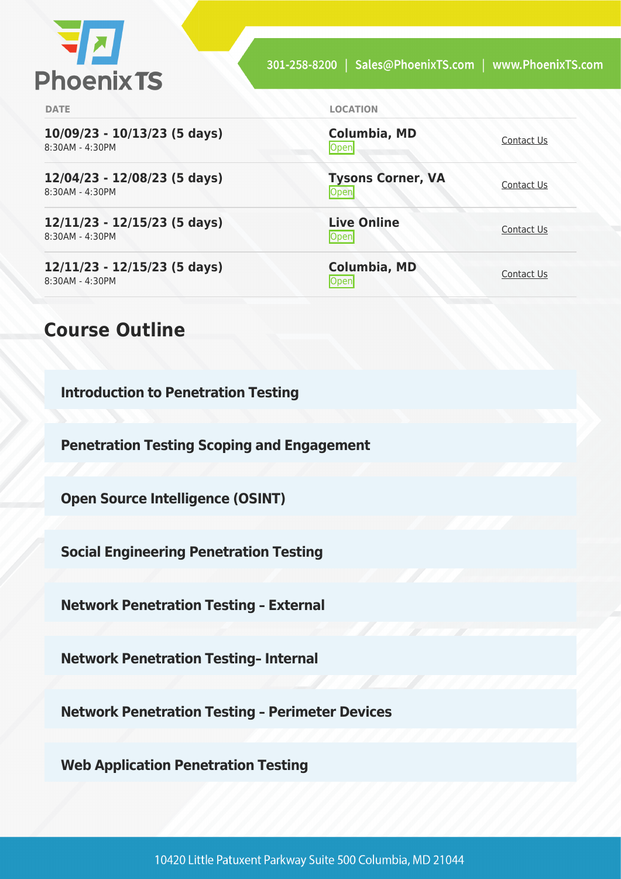| DATE | LOCATION | |
|---|---|---|
| **10/09/23 - 10/13/23 (5 days)**<br>8:30AM - 4:30PM | **Columbia, MD**<br>Open | Contact Us |
| **12/04/23 - 12/08/23 (5 days)**<br>8:30AM - 4:30PM | **Tysons Corner, VA**<br>Open | Contact Us |
| **12/11/23 - 12/15/23 (5 days)**<br>8:30AM - 4:30PM | **Live Online**<br>Open | Contact Us |
| **12/11/23 - 12/15/23 (5 days)**<br>8:30AM - 4:30PM | **Columbia, MD**<br>Open | Contact Us |

## Course Outline

**Introduction to Penetration Testing**

**Penetration Testing Scoping and Engagement**

**Open Source Intelligence (OSINT)**

**Social Engineering Penetration Testing**

**Network Penetration Testing - External**

**Network Penetration Testing- Internal**

**Network Penetration Testing - Perimeter Devices**

**Web Application Penetration Testing**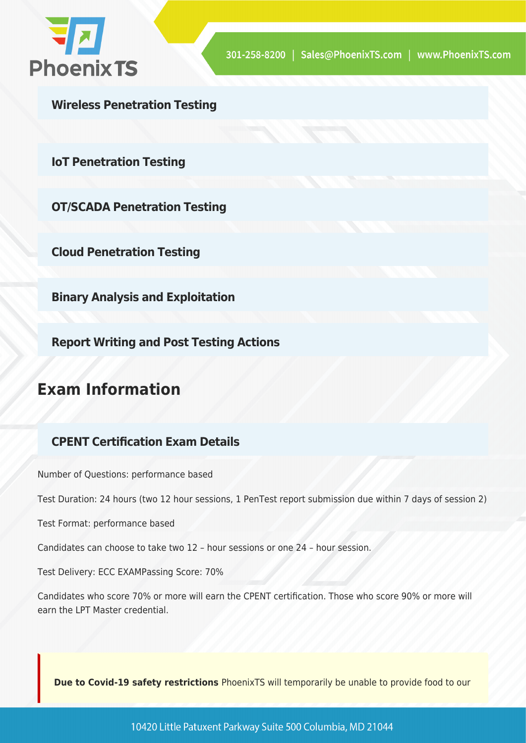### Wireless Penetration Testing

### IoT Penetration Testing

### OT/SCADA Penetration Testing

### Cloud Penetration Testing

### Binary Analysis and Exploitation

### Report Writing and Post Testing Actions

## Exam Information

### CPENT Certification Exam Details

Number of Questions: performance based

Test Duration: 24 hours (two 12 hour sessions, 1 PenTest report submission due within 7 days of session 2)

Test Format: performance based

Candidates can choose to take two 12 – hour sessions or one 24 – hour session.

Test Delivery: ECC EXAMPassing Score: 70%

Candidates who score 70% or more will earn the CPENT certification. Those who score 90% or more will earn the LPT Master credential.

**Due to Covid-19 safety restrictions** PhoenixTS will temporarily be unable to provide food to our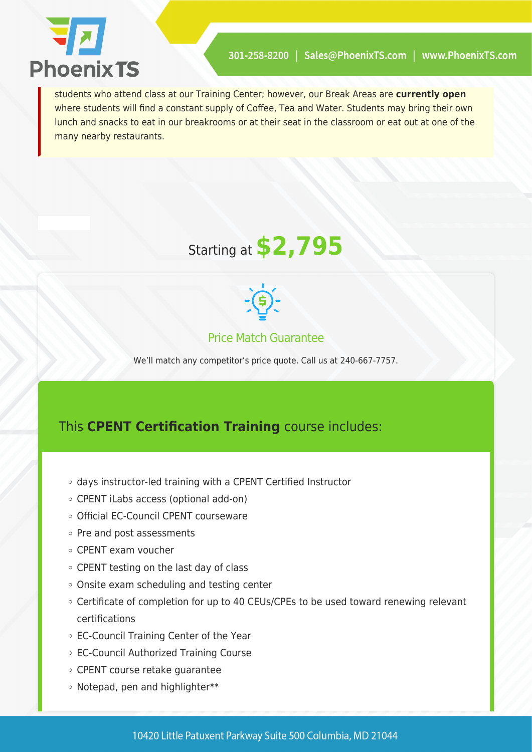students who attend class at our Training Center; however, our Break Areas are **currently open** where students will find a constant supply of Coffee, Tea and Water. Students may bring their own lunch and snacks to eat in our breakrooms or at their seat in the classroom or eat out at one of the many nearby restaurants.

Starting at **$2,795**

Price Match Guarantee

We'll match any competitor's price quote. Call us at 240-667-7757.

## This **CPENT Certification Training** course includes:

- days instructor-led training with a CPENT Certified Instructor
- CPENT iLabs access (optional add-on)
- Official EC-Council CPENT courseware
- Pre and post assessments
- CPENT exam voucher
- CPENT testing on the last day of class
- Onsite exam scheduling and testing center
- Certificate of completion for up to 40 CEUs/CPEs to be used toward renewing relevant certifications
- EC-Council Training Center of the Year
- EC-Council Authorized Training Course
- CPENT course retake guarantee
- Notepad, pen and highlighter**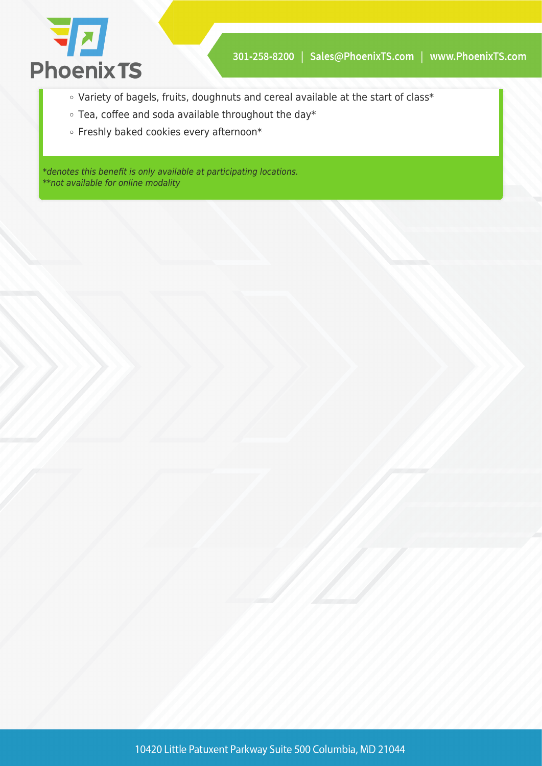- Variety of bagels, fruits, doughnuts and cereal available at the start of class*
- Tea, coffee and soda available throughout the day*
- Freshly baked cookies every afternoon*

*\*denotes this benefit is only available at participating locations.*
*\*\*not available for online modality*